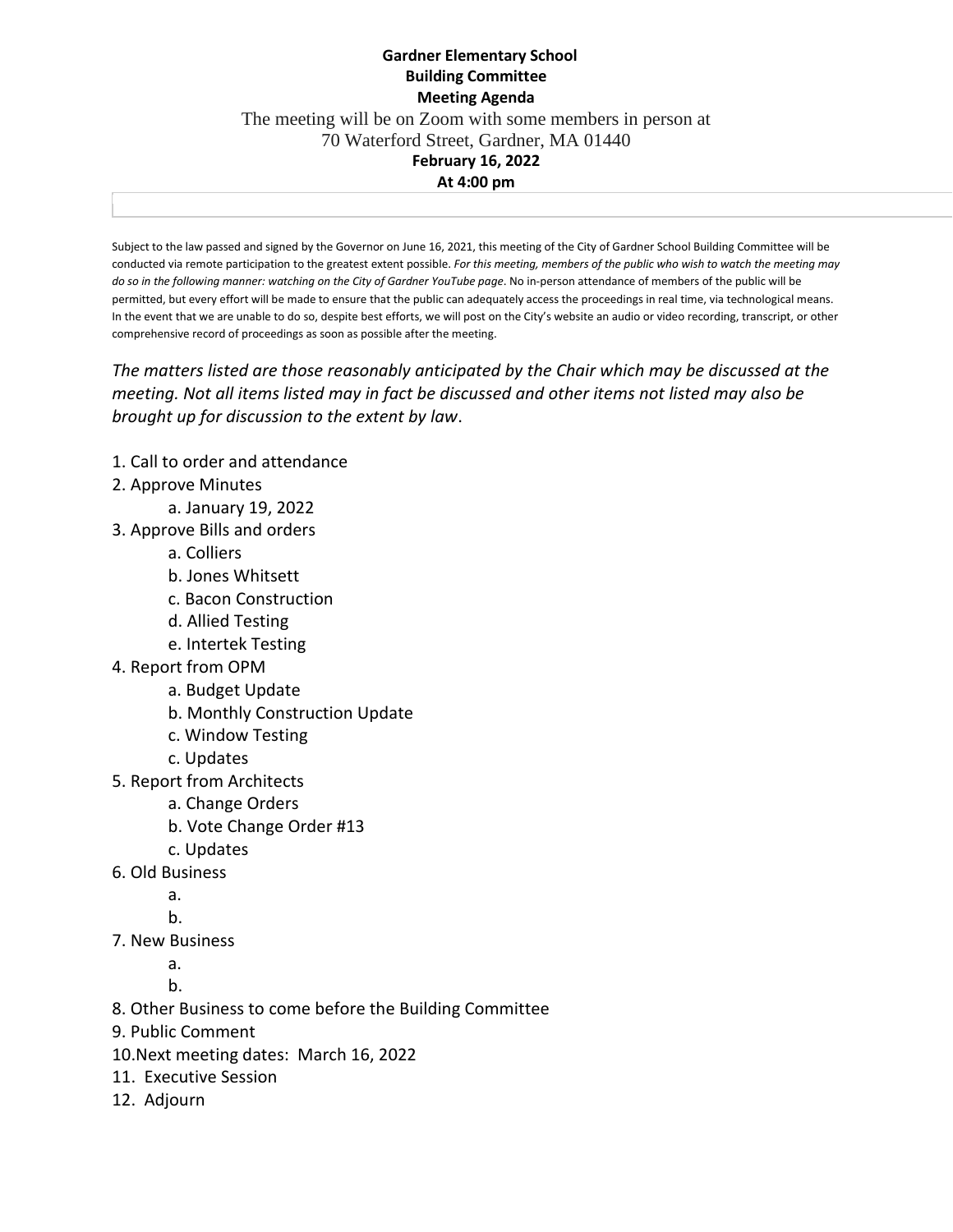**Gardner Elementary School**
**Building Committee**
**Meeting Agenda**

The meeting will be on Zoom with some members in person at
70 Waterford Street, Gardner, MA 01440

**February 16, 2022**
**At 4:00 pm**

Subject to the law passed and signed by the Governor on June 16, 2021, this meeting of the City of Gardner School Building Committee will be conducted via remote participation to the greatest extent possible. *For this meeting, members of the public who wish to watch the meeting may do so in the following manner: watching on the City of Gardner YouTube page*. No in-person attendance of members of the public will be permitted, but every effort will be made to ensure that the public can adequately access the proceedings in real time, via technological means. In the event that we are unable to do so, despite best efforts, we will post on the City's website an audio or video recording, transcript, or other comprehensive record of proceedings as soon as possible after the meeting.

*The matters listed are those reasonably anticipated by the Chair which may be discussed at the meeting. Not all items listed may in fact be discussed and other items not listed may also be brought up for discussion to the extent by law*.

1. Call to order and attendance
2. Approve Minutes
    a. January 19, 2022
3. Approve Bills and orders
    a. Colliers
    b. Jones Whitsett
    c. Bacon Construction
    d. Allied Testing
    e. Intertek Testing
4. Report from OPM
    a. Budget Update
    b. Monthly Construction Update
    c. Window Testing
    c. Updates
5. Report from Architects
    a. Change Orders
    b. Vote Change Order #13
    c. Updates
6. Old Business
    a.
    b.
7. New Business
    a.
    b.
8. Other Business to come before the Building Committee
9. Public Comment
10. Next meeting dates: March 16, 2022
11. Executive Session
12. Adjourn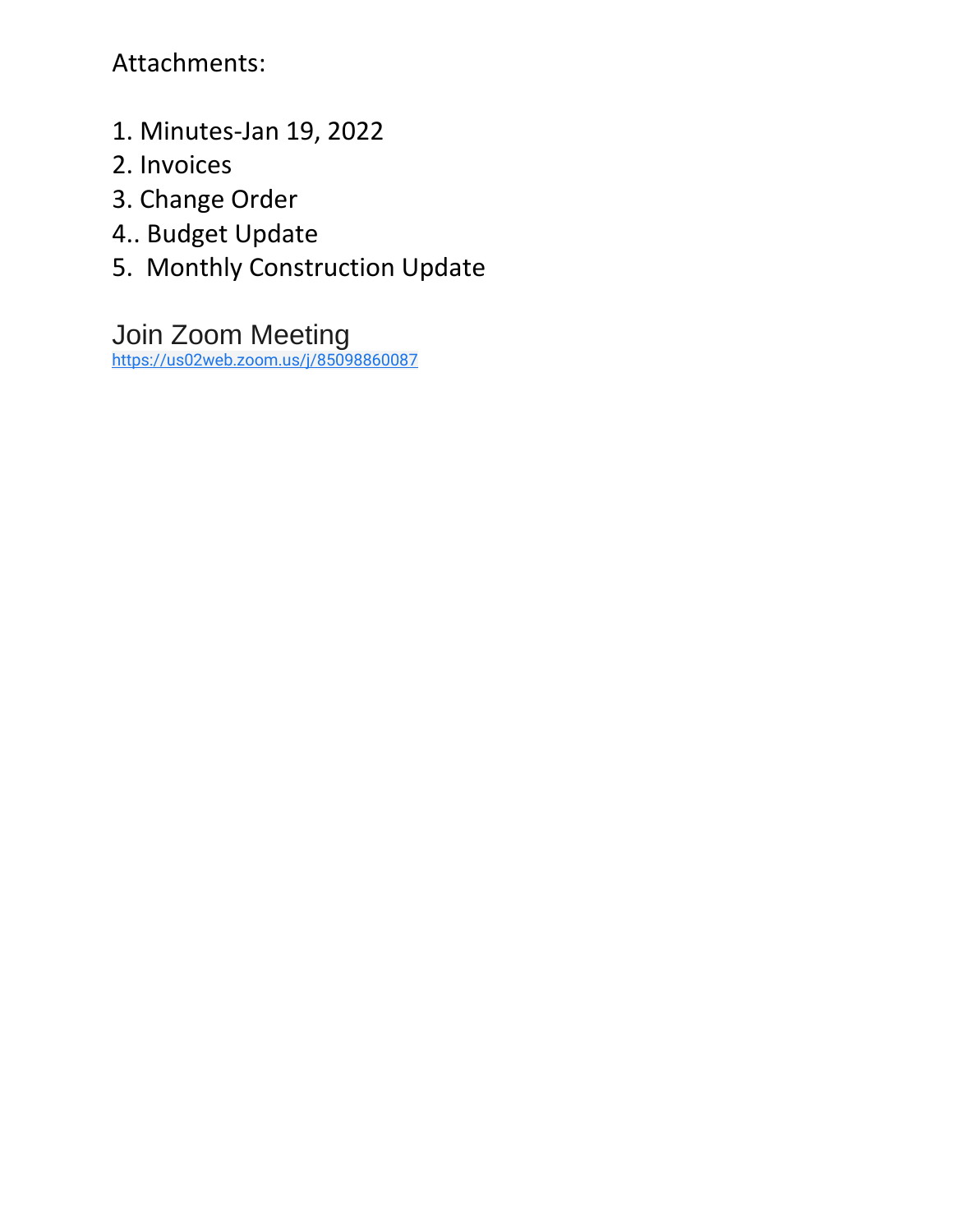Attachments:

1. Minutes-Jan 19, 2022
2. Invoices
3. Change Order
4.. Budget Update
5.  Monthly Construction Update

Join Zoom Meeting
https://us02web.zoom.us/j/85098860087